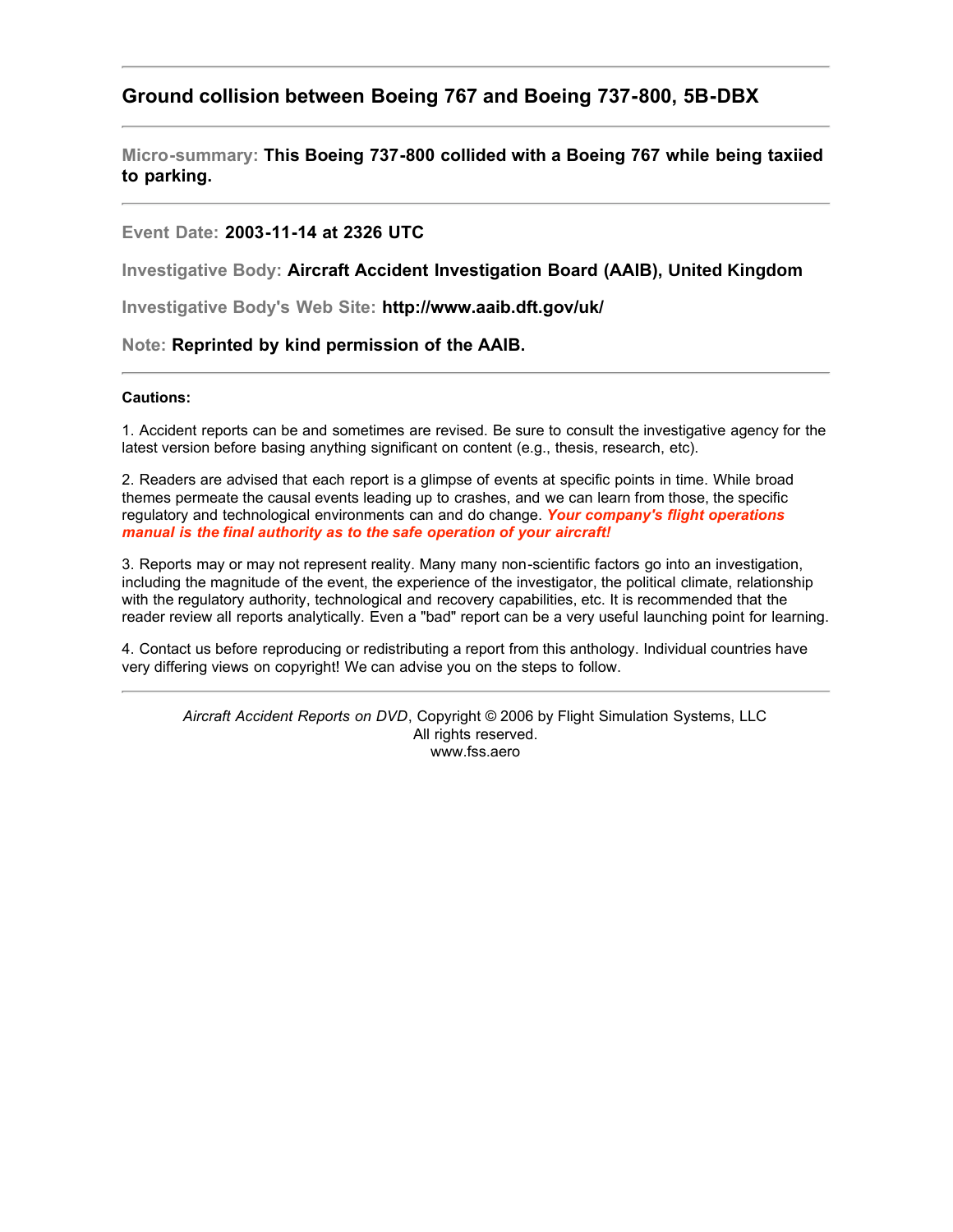## Ground collision between Boeing 767 and Boeing 737-800, 5B-DBX

---

**Micro-summary: This Boeing 737-800 collided with a Boeing 767 while being taxiied to parking.**

---

Event Date: **2003-11-14 at 2326 UTC**

Investigative Body: **Aircraft Accident Investigation Board (AAIB), United Kingdom**

Investigative Body's Web Site: **http://www.aaib.dft.gov/uk/**

Note: **Reprinted by kind permission of the AAIB.**

---

**Cautions:**

1. Accident reports can be and sometimes are revised. Be sure to consult the investigative agency for the latest version before basing anything significant on content (e.g., thesis, research, etc).

2. Readers are advised that each report is a glimpse of events at specific points in time. While broad themes permeate the causal events leading up to crashes, and we can learn from those, the specific regulatory and technological environments can and do change. ***Your company's flight operations manual is the final authority as to the safe operation of your aircraft!***

3. Reports may or may not represent reality. Many many non-scientific factors go into an investigation, including the magnitude of the event, the experience of the investigator, the political climate, relationship with the regulatory authority, technological and recovery capabilities, etc. It is recommended that the reader review all reports analytically. Even a "bad" report can be a very useful launching point for learning.

4. Contact us before reproducing or redistributing a report from this anthology. Individual countries have very differing views on copyright! We can advise you on the steps to follow.

---

*Aircraft Accident Reports on DVD*, Copyright © 2006 by Flight Simulation Systems, LLC
All rights reserved.
www.fss.aero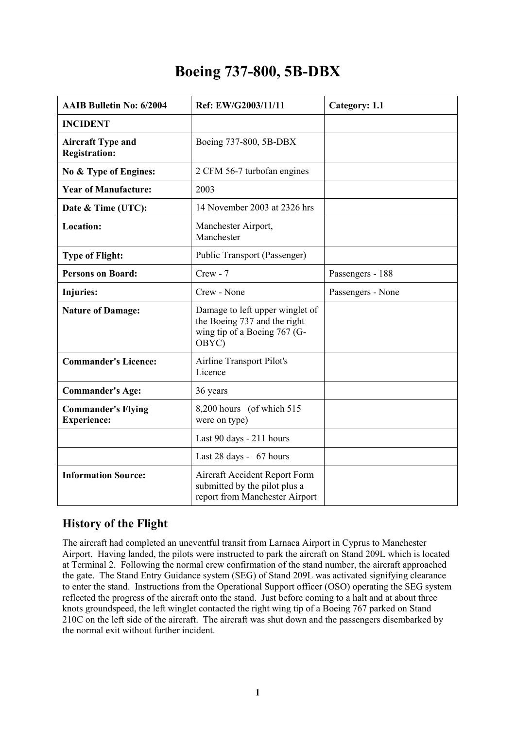# Boeing 737-800, 5B-DBX

| AAIB Bulletin No: 6/2004 | Ref: EW/G2003/11/11 | Category: 1.1 |
|---|---|---|
| **INCIDENT** | | |
| **Aircraft Type and Registration:** | Boeing 737-800, 5B-DBX | |
| **No & Type of Engines:** | 2 CFM 56-7 turbofan engines | |
| **Year of Manufacture:** | 2003 | |
| **Date & Time (UTC):** | 14 November 2003 at 2326 hrs | |
| **Location:** | Manchester Airport, Manchester | |
| **Type of Flight:** | Public Transport (Passenger) | |
| **Persons on Board:** | Crew - 7 | Passengers - 188 |
| **Injuries:** | Crew - None | Passengers - None |
| **Nature of Damage:** | Damage to left upper winglet of the Boeing 737 and the right wing tip of a Boeing 767 (G-OBYC) | |
| **Commander's Licence:** | Airline Transport Pilot's Licence | |
| **Commander's Age:** | 36 years | |
| **Commander's Flying Experience:** | 8,200 hours (of which 515 were on type) | |
| | Last 90 days - 211 hours | |
| | Last 28 days - 67 hours | |
| **Information Source:** | Aircraft Accident Report Form submitted by the pilot plus a report from Manchester Airport | |

## History of the Flight

The aircraft had completed an uneventful transit from Larnaca Airport in Cyprus to Manchester Airport. Having landed, the pilots were instructed to park the aircraft on Stand 209L which is located at Terminal 2. Following the normal crew confirmation of the stand number, the aircraft approached the gate. The Stand Entry Guidance system (SEG) of Stand 209L was activated signifying clearance to enter the stand. Instructions from the Operational Support officer (OSO) operating the SEG system reflected the progress of the aircraft onto the stand. Just before coming to a halt and at about three knots groundspeed, the left winglet contacted the right wing tip of a Boeing 767 parked on Stand 210C on the left side of the aircraft. The aircraft was shut down and the passengers disembarked by the normal exit without further incident.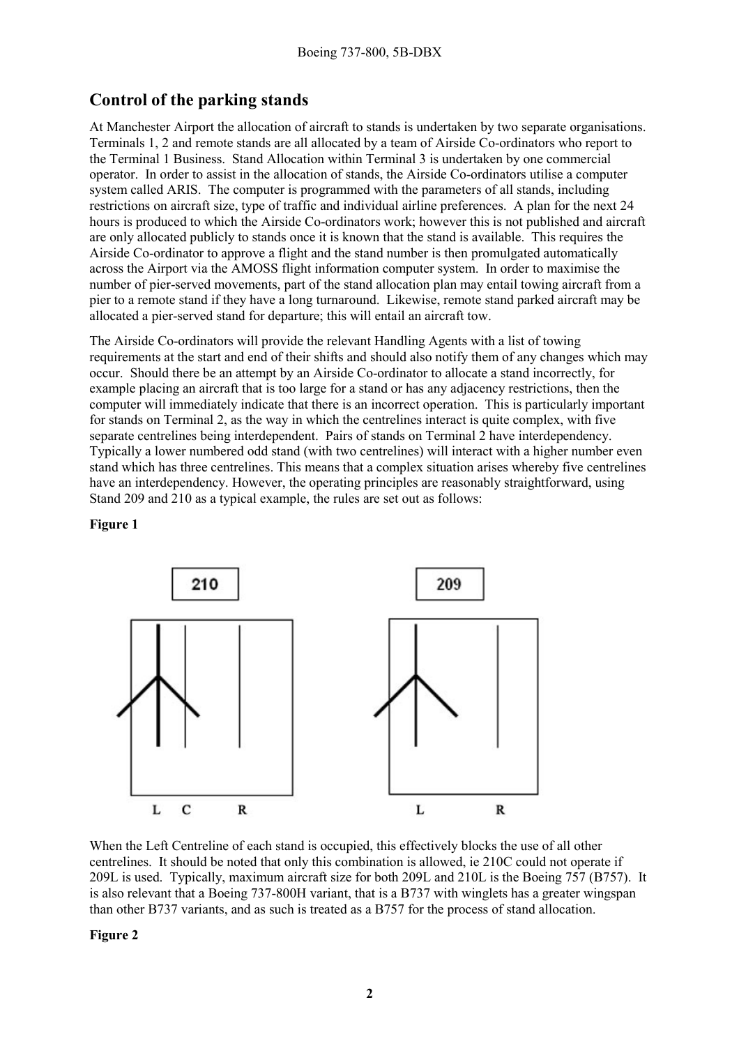## Control of the parking stands

At Manchester Airport the allocation of aircraft to stands is undertaken by two separate organisations. Terminals 1, 2 and remote stands are all allocated by a team of Airside Co-ordinators who report to the Terminal 1 Business. Stand Allocation within Terminal 3 is undertaken by one commercial operator. In order to assist in the allocation of stands, the Airside Co-ordinators utilise a computer system called ARIS. The computer is programmed with the parameters of all stands, including restrictions on aircraft size, type of traffic and individual airline preferences. A plan for the next 24 hours is produced to which the Airside Co-ordinators work; however this is not published and aircraft are only allocated publicly to stands once it is known that the stand is available. This requires the Airside Co-ordinator to approve a flight and the stand number is then promulgated automatically across the Airport via the AMOSS flight information computer system. In order to maximise the number of pier-served movements, part of the stand allocation plan may entail towing aircraft from a pier to a remote stand if they have a long turnaround. Likewise, remote stand parked aircraft may be allocated a pier-served stand for departure; this will entail an aircraft tow.

The Airside Co-ordinators will provide the relevant Handling Agents with a list of towing requirements at the start and end of their shifts and should also notify them of any changes which may occur. Should there be an attempt by an Airside Co-ordinator to allocate a stand incorrectly, for example placing an aircraft that is too large for a stand or has any adjacency restrictions, then the computer will immediately indicate that there is an incorrect operation. This is particularly important for stands on Terminal 2, as the way in which the centrelines interact is quite complex, with five separate centrelines being interdependent. Pairs of stands on Terminal 2 have interdependency. Typically a lower numbered odd stand (with two centrelines) will interact with a higher number even stand which has three centrelines. This means that a complex situation arises whereby five centrelines have an interdependency. However, the operating principles are reasonably straightforward, using Stand 209 and 210 as a typical example, the rules are set out as follows:

**Figure 1**

When the Left Centreline of each stand is occupied, this effectively blocks the use of all other centrelines. It should be noted that only this combination is allowed, ie 210C could not operate if 209L is used. Typically, maximum aircraft size for both 209L and 210L is the Boeing 757 (B757). It is also relevant that a Boeing 737-800H variant, that is a B737 with winglets has a greater wingspan than other B737 variants, and as such is treated as a B757 for the process of stand allocation.

**Figure 2**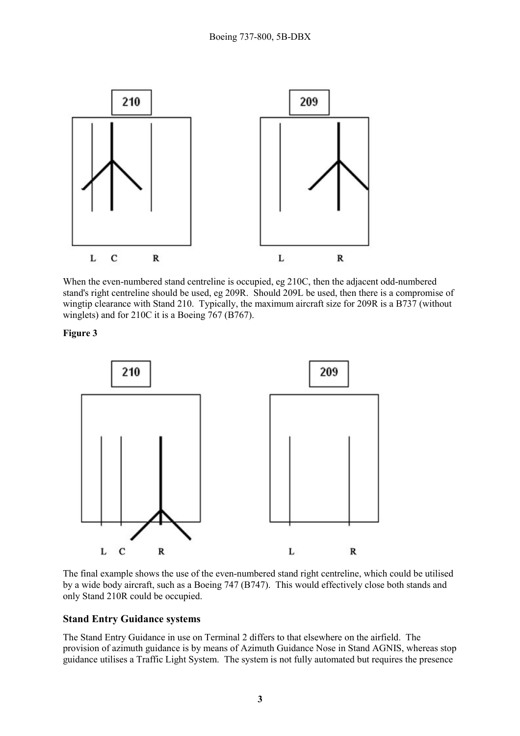When the even-numbered stand centreline is occupied, eg 210C, then the adjacent odd-numbered stand's right centreline should be used, eg 209R. Should 209L be used, then there is a compromise of wingtip clearance with Stand 210. Typically, the maximum aircraft size for 209R is a B737 (without winglets) and for 210C it is a Boeing 767 (B767).

**Figure 3**

The final example shows the use of the even-numbered stand right centreline, which could be utilised by a wide body aircraft, such as a Boeing 747 (B747). This would effectively close both stands and only Stand 210R could be occupied.

## Stand Entry Guidance systems

The Stand Entry Guidance in use on Terminal 2 differs to that elsewhere on the airfield. The provision of azimuth guidance is by means of Azimuth Guidance Nose in Stand AGNIS, whereas stop guidance utilises a Traffic Light System. The system is not fully automated but requires the presence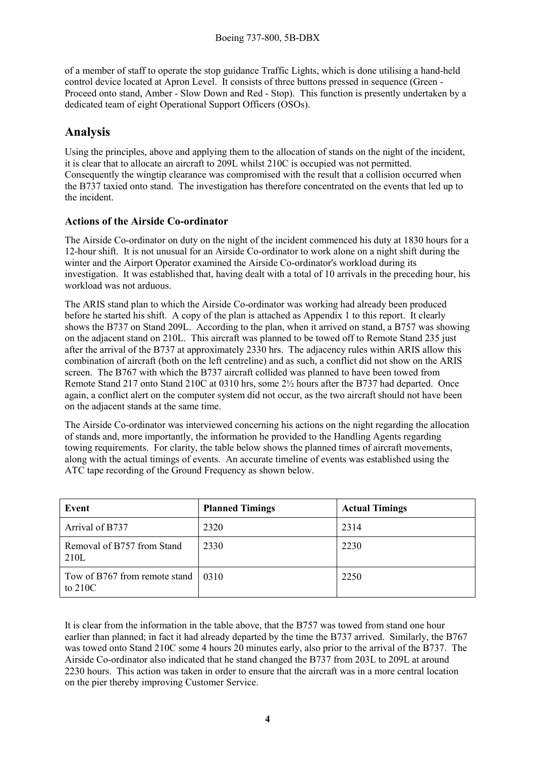of a member of staff to operate the stop guidance Traffic Lights, which is done utilising a hand-held control device located at Apron Level. It consists of three buttons pressed in sequence (Green - Proceed onto stand, Amber - Slow Down and Red - Stop). This function is presently undertaken by a dedicated team of eight Operational Support Officers (OSOs).

## Analysis

Using the principles, above and applying them to the allocation of stands on the night of the incident, it is clear that to allocate an aircraft to 209L whilst 210C is occupied was not permitted. Consequently the wingtip clearance was compromised with the result that a collision occurred when the B737 taxied onto stand. The investigation has therefore concentrated on the events that led up to the incident.

### Actions of the Airside Co-ordinator

The Airside Co-ordinator on duty on the night of the incident commenced his duty at 1830 hours for a 12-hour shift. It is not unusual for an Airside Co-ordinator to work alone on a night shift during the winter and the Airport Operator examined the Airside Co-ordinator's workload during its investigation. It was established that, having dealt with a total of 10 arrivals in the preceding hour, his workload was not arduous.

The ARIS stand plan to which the Airside Co-ordinator was working had already been produced before he started his shift. A copy of the plan is attached as Appendix 1 to this report. It clearly shows the B737 on Stand 209L. According to the plan, when it arrived on stand, a B757 was showing on the adjacent stand on 210L. This aircraft was planned to be towed off to Remote Stand 235 just after the arrival of the B737 at approximately 2330 hrs. The adjacency rules within ARIS allow this combination of aircraft (both on the left centreline) and as such, a conflict did not show on the ARIS screen. The B767 with which the B737 aircraft collided was planned to have been towed from Remote Stand 217 onto Stand 210C at 0310 hrs, some 2½ hours after the B737 had departed. Once again, a conflict alert on the computer system did not occur, as the two aircraft should not have been on the adjacent stands at the same time.

The Airside Co-ordinator was interviewed concerning his actions on the night regarding the allocation of stands and, more importantly, the information he provided to the Handling Agents regarding towing requirements. For clarity, the table below shows the planned times of aircraft movements, along with the actual timings of events. An accurate timeline of events was established using the ATC tape recording of the Ground Frequency as shown below.

| Event | Planned Timings | Actual Timings |
|---|---|---|
| Arrival of B737 | 2320 | 2314 |
| Removal of B757 from Stand 210L | 2330 | 2230 |
| Tow of B767 from remote stand to 210C | 0310 | 2250 |

It is clear from the information in the table above, that the B757 was towed from stand one hour earlier than planned; in fact it had already departed by the time the B737 arrived. Similarly, the B767 was towed onto Stand 210C some 4 hours 20 minutes early, also prior to the arrival of the B737. The Airside Co-ordinator also indicated that he stand changed the B737 from 203L to 209L at around 2230 hours. This action was taken in order to ensure that the aircraft was in a more central location on the pier thereby improving Customer Service.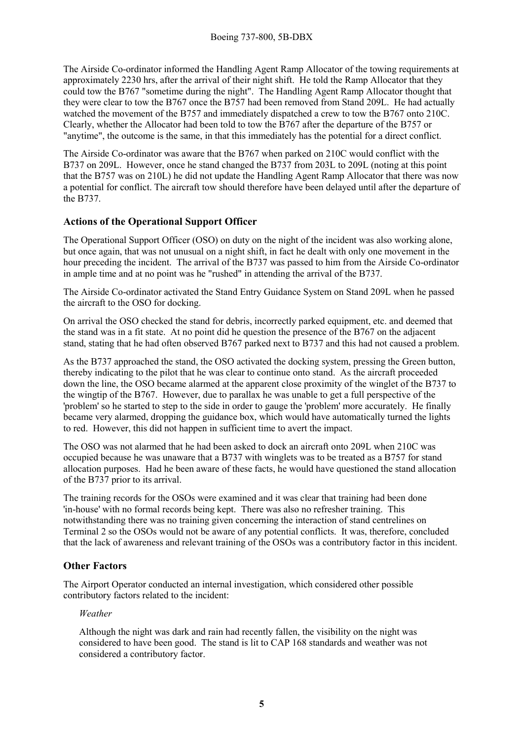The Airside Co-ordinator informed the Handling Agent Ramp Allocator of the towing requirements at approximately 2230 hrs, after the arrival of their night shift. He told the Ramp Allocator that they could tow the B767 "sometime during the night". The Handling Agent Ramp Allocator thought that they were clear to tow the B767 once the B757 had been removed from Stand 209L. He had actually watched the movement of the B757 and immediately dispatched a crew to tow the B767 onto 210C. Clearly, whether the Allocator had been told to tow the B767 after the departure of the B757 or "anytime", the outcome is the same, in that this immediately has the potential for a direct conflict.

The Airside Co-ordinator was aware that the B767 when parked on 210C would conflict with the B737 on 209L. However, once he stand changed the B737 from 203L to 209L (noting at this point that the B757 was on 210L) he did not update the Handling Agent Ramp Allocator that there was now a potential for conflict. The aircraft tow should therefore have been delayed until after the departure of the B737.

### Actions of the Operational Support Officer

The Operational Support Officer (OSO) on duty on the night of the incident was also working alone, but once again, that was not unusual on a night shift, in fact he dealt with only one movement in the hour preceding the incident. The arrival of the B737 was passed to him from the Airside Co-ordinator in ample time and at no point was he "rushed" in attending the arrival of the B737.

The Airside Co-ordinator activated the Stand Entry Guidance System on Stand 209L when he passed the aircraft to the OSO for docking.

On arrival the OSO checked the stand for debris, incorrectly parked equipment, etc. and deemed that the stand was in a fit state. At no point did he question the presence of the B767 on the adjacent stand, stating that he had often observed B767 parked next to B737 and this had not caused a problem.

As the B737 approached the stand, the OSO activated the docking system, pressing the Green button, thereby indicating to the pilot that he was clear to continue onto stand. As the aircraft proceeded down the line, the OSO became alarmed at the apparent close proximity of the winglet of the B737 to the wingtip of the B767. However, due to parallax he was unable to get a full perspective of the 'problem' so he started to step to the side in order to gauge the 'problem' more accurately. He finally became very alarmed, dropping the guidance box, which would have automatically turned the lights to red. However, this did not happen in sufficient time to avert the impact.

The OSO was not alarmed that he had been asked to dock an aircraft onto 209L when 210C was occupied because he was unaware that a B737 with winglets was to be treated as a B757 for stand allocation purposes. Had he been aware of these facts, he would have questioned the stand allocation of the B737 prior to its arrival.

The training records for the OSOs were examined and it was clear that training had been done 'in-house' with no formal records being kept. There was also no refresher training. This notwithstanding there was no training given concerning the interaction of stand centrelines on Terminal 2 so the OSOs would not be aware of any potential conflicts. It was, therefore, concluded that the lack of awareness and relevant training of the OSOs was a contributory factor in this incident.

### Other Factors

The Airport Operator conducted an internal investigation, which considered other possible contributory factors related to the incident:

*Weather*

Although the night was dark and rain had recently fallen, the visibility on the night was considered to have been good. The stand is lit to CAP 168 standards and weather was not considered a contributory factor.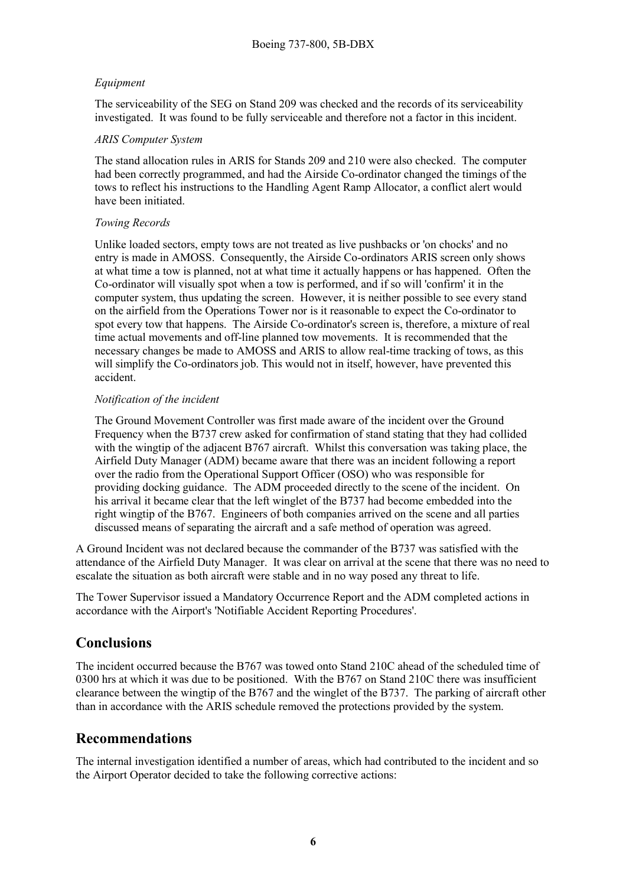*Equipment*

The serviceability of the SEG on Stand 209 was checked and the records of its serviceability investigated. It was found to be fully serviceable and therefore not a factor in this incident.

*ARIS Computer System*

The stand allocation rules in ARIS for Stands 209 and 210 were also checked. The computer had been correctly programmed, and had the Airside Co-ordinator changed the timings of the tows to reflect his instructions to the Handling Agent Ramp Allocator, a conflict alert would have been initiated.

*Towing Records*

Unlike loaded sectors, empty tows are not treated as live pushbacks or 'on chocks' and no entry is made in AMOSS. Consequently, the Airside Co-ordinators ARIS screen only shows at what time a tow is planned, not at what time it actually happens or has happened. Often the Co-ordinator will visually spot when a tow is performed, and if so will 'confirm' it in the computer system, thus updating the screen. However, it is neither possible to see every stand on the airfield from the Operations Tower nor is it reasonable to expect the Co-ordinator to spot every tow that happens. The Airside Co-ordinator's screen is, therefore, a mixture of real time actual movements and off-line planned tow movements. It is recommended that the necessary changes be made to AMOSS and ARIS to allow real-time tracking of tows, as this will simplify the Co-ordinators job. This would not in itself, however, have prevented this accident.

*Notification of the incident*

The Ground Movement Controller was first made aware of the incident over the Ground Frequency when the B737 crew asked for confirmation of stand stating that they had collided with the wingtip of the adjacent B767 aircraft. Whilst this conversation was taking place, the Airfield Duty Manager (ADM) became aware that there was an incident following a report over the radio from the Operational Support Officer (OSO) who was responsible for providing docking guidance. The ADM proceeded directly to the scene of the incident. On his arrival it became clear that the left winglet of the B737 had become embedded into the right wingtip of the B767. Engineers of both companies arrived on the scene and all parties discussed means of separating the aircraft and a safe method of operation was agreed.

A Ground Incident was not declared because the commander of the B737 was satisfied with the attendance of the Airfield Duty Manager. It was clear on arrival at the scene that there was no need to escalate the situation as both aircraft were stable and in no way posed any threat to life.

The Tower Supervisor issued a Mandatory Occurrence Report and the ADM completed actions in accordance with the Airport's 'Notifiable Accident Reporting Procedures'.

## Conclusions

The incident occurred because the B767 was towed onto Stand 210C ahead of the scheduled time of 0300 hrs at which it was due to be positioned. With the B767 on Stand 210C there was insufficient clearance between the wingtip of the B767 and the winglet of the B737. The parking of aircraft other than in accordance with the ARIS schedule removed the protections provided by the system.

## Recommendations

The internal investigation identified a number of areas, which had contributed to the incident and so the Airport Operator decided to take the following corrective actions: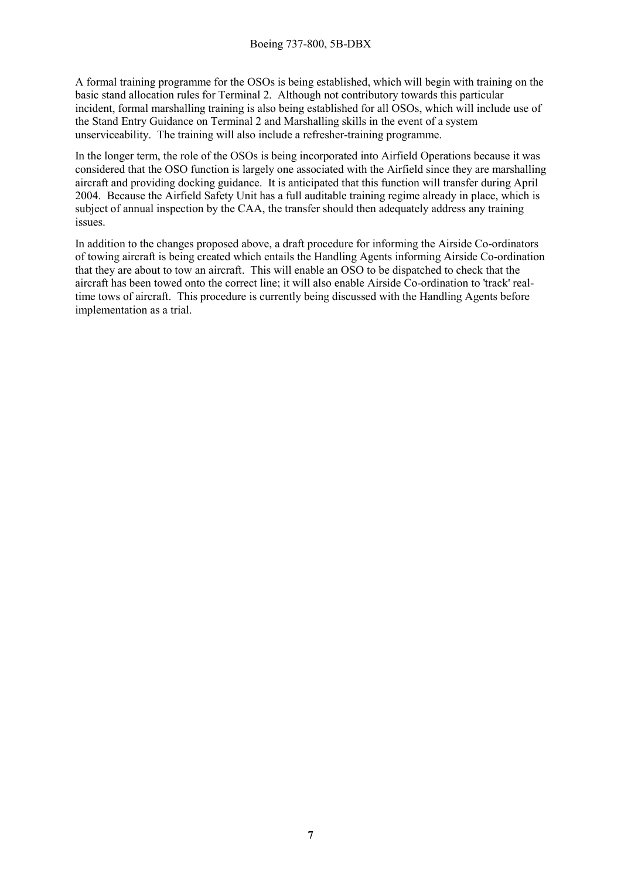A formal training programme for the OSOs is being established, which will begin with training on the basic stand allocation rules for Terminal 2. Although not contributory towards this particular incident, formal marshalling training is also being established for all OSOs, which will include use of the Stand Entry Guidance on Terminal 2 and Marshalling skills in the event of a system unserviceability. The training will also include a refresher-training programme.

In the longer term, the role of the OSOs is being incorporated into Airfield Operations because it was considered that the OSO function is largely one associated with the Airfield since they are marshalling aircraft and providing docking guidance. It is anticipated that this function will transfer during April 2004. Because the Airfield Safety Unit has a full auditable training regime already in place, which is subject of annual inspection by the CAA, the transfer should then adequately address any training issues.

In addition to the changes proposed above, a draft procedure for informing the Airside Co-ordinators of towing aircraft is being created which entails the Handling Agents informing Airside Co-ordination that they are about to tow an aircraft. This will enable an OSO to be dispatched to check that the aircraft has been towed onto the correct line; it will also enable Airside Co-ordination to 'track' real-time tows of aircraft. This procedure is currently being discussed with the Handling Agents before implementation as a trial.